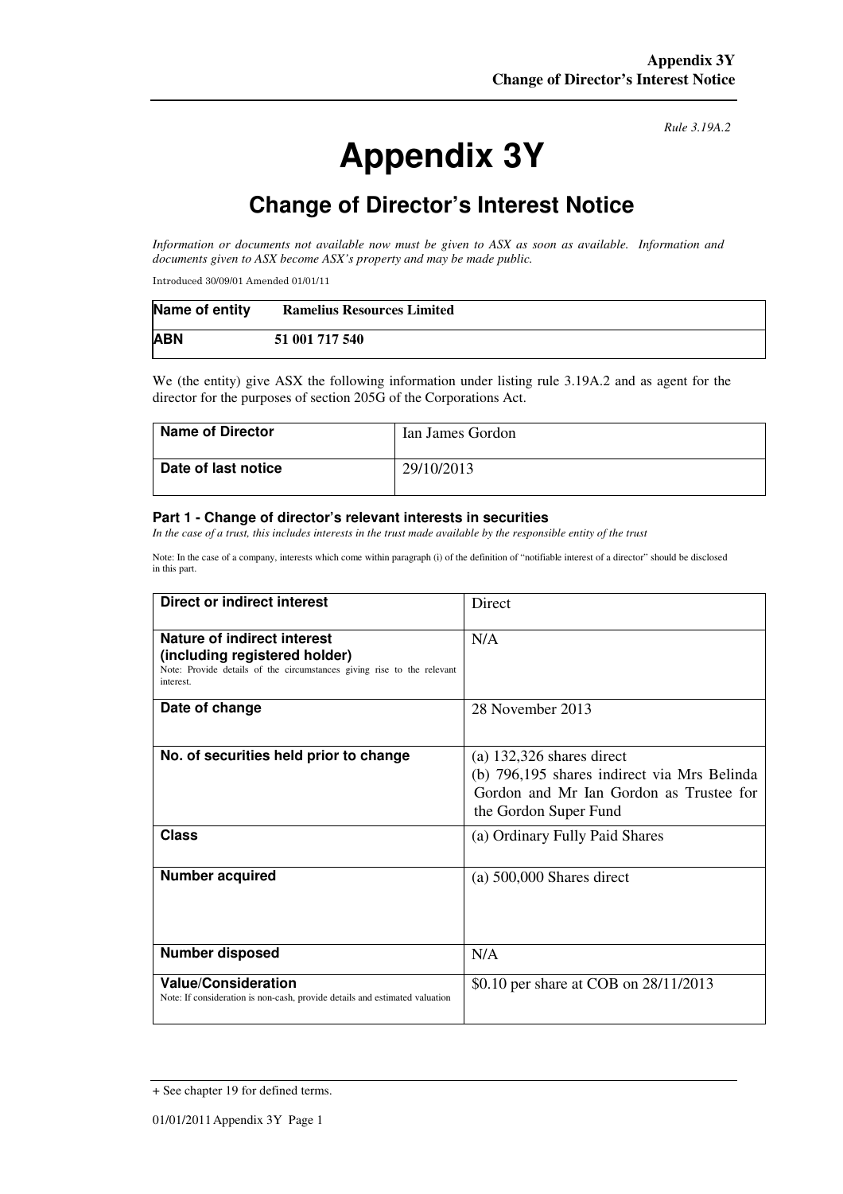*Rule 3.19A.2*

# Appendix 3Y

## Change of Director's Interest Notice

*Information or documents not available now must be given to ASX as soon as available. Information and documents given to ASX become ASX's property and may be made public.*

Introduced 30/09/01 Amended 01/01/11

| **Name of entity** | **Ramelius Resources Limited** |
|---|---|
| **ABN** | **51 001 717 540** |

We (the entity) give ASX the following information under listing rule 3.19A.2 and as agent for the director for the purposes of section 205G of the Corporations Act.

| **Name of Director** | Ian James Gordon |
|---|---|
| **Date of last notice** | 29/10/2013 |

### Part 1 - Change of director's relevant interests in securities

*In the case of a trust, this includes interests in the trust made available by the responsible entity of the trust*

Note: In the case of a company, interests which come within paragraph (i) of the definition of "notifiable interest of a director" should be disclosed in this part.

| **Direct or indirect interest** | Direct |
|---|---|
| **Nature of indirect interest (including registered holder)** Note: Provide details of the circumstances giving rise to the relevant interest. | N/A |
| **Date of change** | 28 November 2013 |
| **No. of securities held prior to change** | (a) 132,326 shares direct<br>(b) 796,195 shares indirect via Mrs Belinda Gordon and Mr Ian Gordon as Trustee for the Gordon Super Fund |
| **Class** | (a) Ordinary Fully Paid Shares |
| **Number acquired** | (a) 500,000 Shares direct |
| **Number disposed** | N/A |
| **Value/Consideration** Note: If consideration is non-cash, provide details and estimated valuation | $0.10 per share at COB on 28/11/2013 |

+ See chapter 19 for defined terms.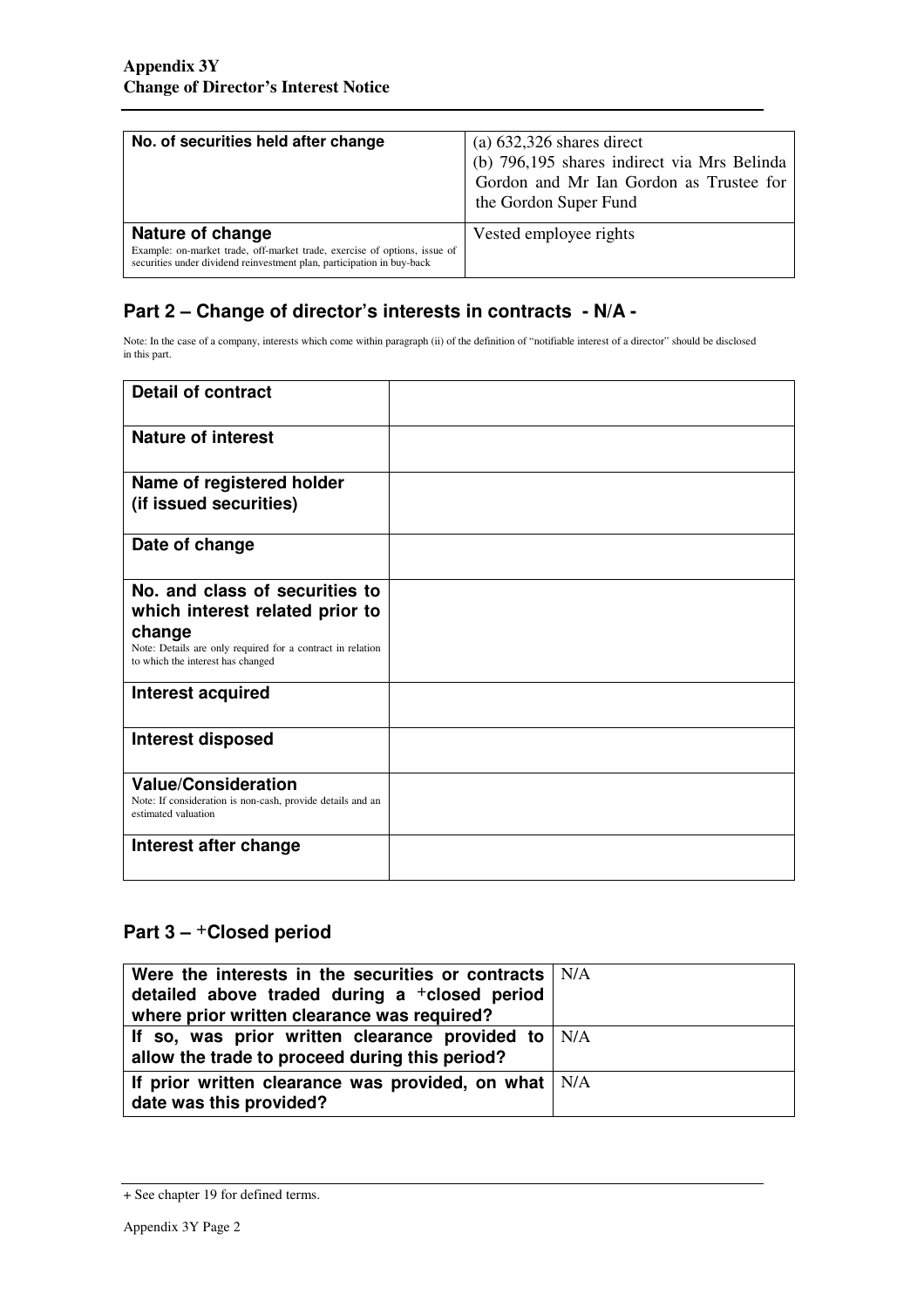| | |
|---|---|
| **No. of securities held after change** | (a) 632,326 shares direct<br>(b) 796,195 shares indirect via Mrs Belinda Gordon and Mr Ian Gordon as Trustee for the Gordon Super Fund |
| **Nature of change**<br>Example: on-market trade, off-market trade, exercise of options, issue of securities under dividend reinvestment plan, participation in buy-back | Vested employee rights |

## Part 2 – Change of director's interests in contracts - N/A -

Note: In the case of a company, interests which come within paragraph (ii) of the definition of "notifiable interest of a director" should be disclosed in this part.

| | |
|---|---|
| **Detail of contract** | |
| **Nature of interest** | |
| **Name of registered holder (if issued securities)** | |
| **Date of change** | |
| **No. and class of securities to which interest related prior to change**<br>Note: Details are only required for a contract in relation to which the interest has changed | |
| **Interest acquired** | |
| **Interest disposed** | |
| **Value/Consideration**<br>Note: If consideration is non-cash, provide details and an estimated valuation | |
| **Interest after change** | |

## Part 3 – +Closed period

| | |
|---|---|
| **Were the interests in the securities or contracts detailed above traded during a +closed period where prior written clearance was required?** | N/A |
| **If so, was prior written clearance provided to allow the trade to proceed during this period?** | N/A |
| **If prior written clearance was provided, on what date was this provided?** | N/A |

+ See chapter 19 for defined terms.